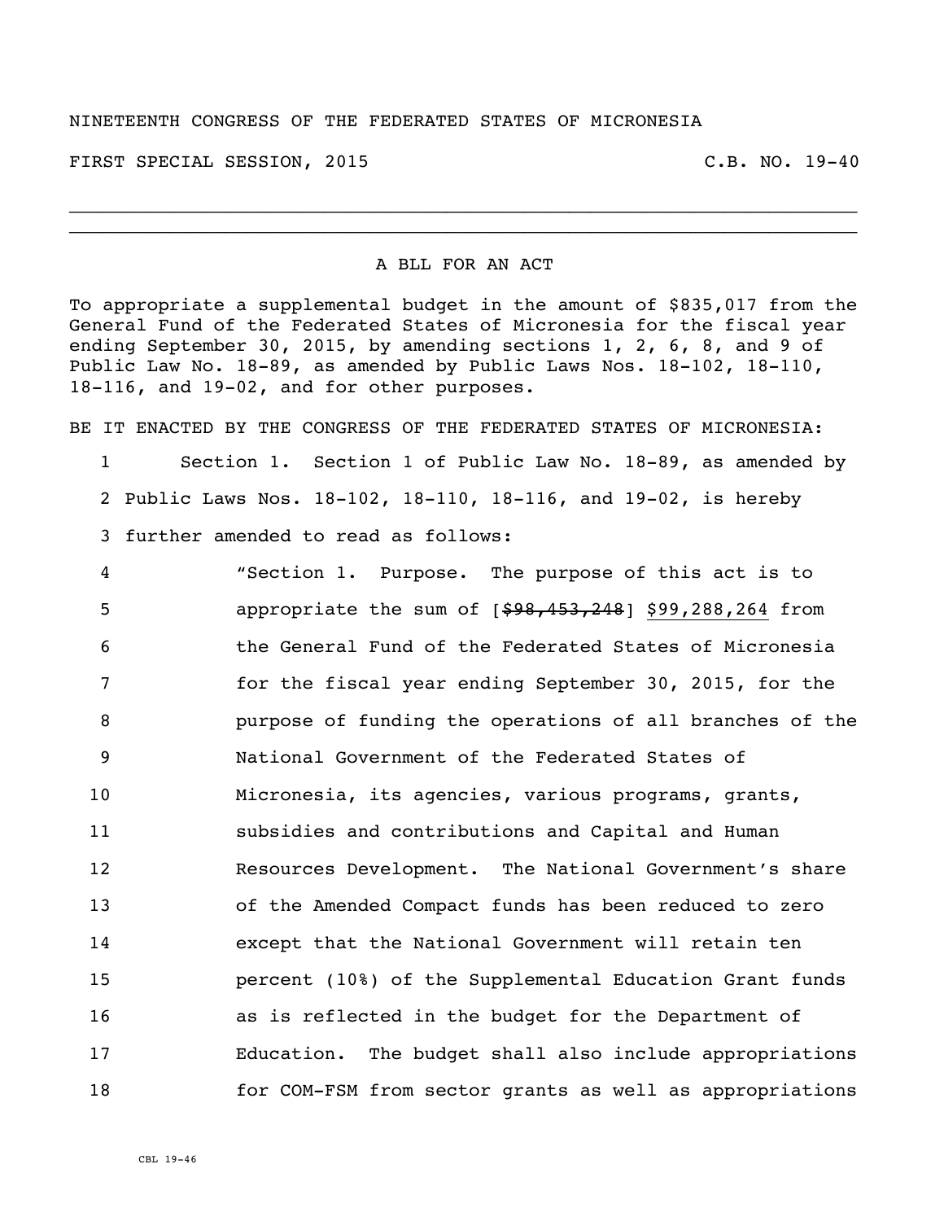NINETEENTH CONGRESS OF THE FEDERATED STATES OF MICRONESIA

FIRST SPECIAL SESSION, 2015 C.B. NO. 19-40

---

A BLL FOR AN ACT

To appropriate a supplemental budget in the amount of $835,017 from the General Fund of the Federated States of Micronesia for the fiscal year ending September 30, 2015, by amending sections 1, 2, 6, 8, and 9 of Public Law No. 18-89, as amended by Public Laws Nos. 18-102, 18-110, 18-116, and 19-02, and for other purposes.

BE IT ENACTED BY THE CONGRESS OF THE FEDERATED STATES OF MICRONESIA:

1 Section 1. Section 1 of Public Law No. 18-89, as amended by
2 Public Laws Nos. 18-102, 18-110, 18-116, and 19-02, is hereby
3 further amended to read as follows:

4 "Section 1. Purpose. The purpose of this act is to
5 appropriate the sum of [~~$98,453,248~~] <u>$99,288,264</u> from
6 the General Fund of the Federated States of Micronesia
7 for the fiscal year ending September 30, 2015, for the
8 purpose of funding the operations of all branches of the
9 National Government of the Federated States of
10 Micronesia, its agencies, various programs, grants,
11 subsidies and contributions and Capital and Human
12 Resources Development. The National Government's share
13 of the Amended Compact funds has been reduced to zero
14 except that the National Government will retain ten
15 percent (10%) of the Supplemental Education Grant funds
16 as is reflected in the budget for the Department of
17 Education. The budget shall also include appropriations
18 for COM-FSM from sector grants as well as appropriations

CBL 19-46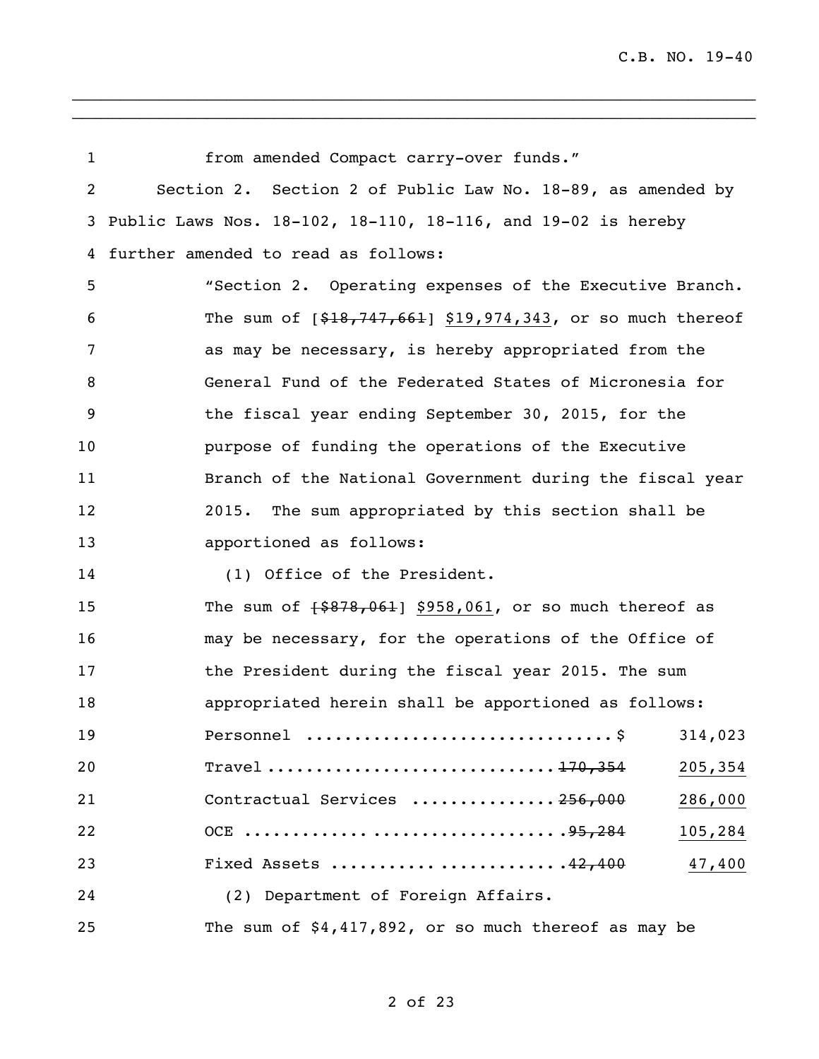from amended Compact carry-over funds."

Section 2. Section 2 of Public Law No. 18-89, as amended by Public Laws Nos. 18-102, 18-110, 18-116, and 19-02 is hereby further amended to read as follows:

"Section 2. Operating expenses of the Executive Branch. The sum of [~~$18,747,661~~] <u>$19,974,343</u>, or so much thereof as may be necessary, is hereby appropriated from the General Fund of the Federated States of Micronesia for the fiscal year ending September 30, 2015, for the purpose of funding the operations of the Executive Branch of the National Government during the fiscal year 2015. The sum appropriated by this section shall be apportioned as follows:

(1) Office of the President.

The sum of [~~$878,061~~] <u>$958,061</u>, or so much thereof as may be necessary, for the operations of the Office of the President during the fiscal year 2015. The sum appropriated herein shall be apportioned as follows:

| | | |
|---|---|---|
| Personnel | $ | 314,023 |
| Travel | ~~170,354~~ | <u>205,354</u> |
| Contractual Services | ~~256,000~~ | <u>286,000</u> |
| OCE | ~~95,284~~ | <u>105,284</u> |
| Fixed Assets | ~~42,400~~ | <u>47,400</u> |

(2) Department of Foreign Affairs.

The sum of $4,417,892, or so much thereof as may be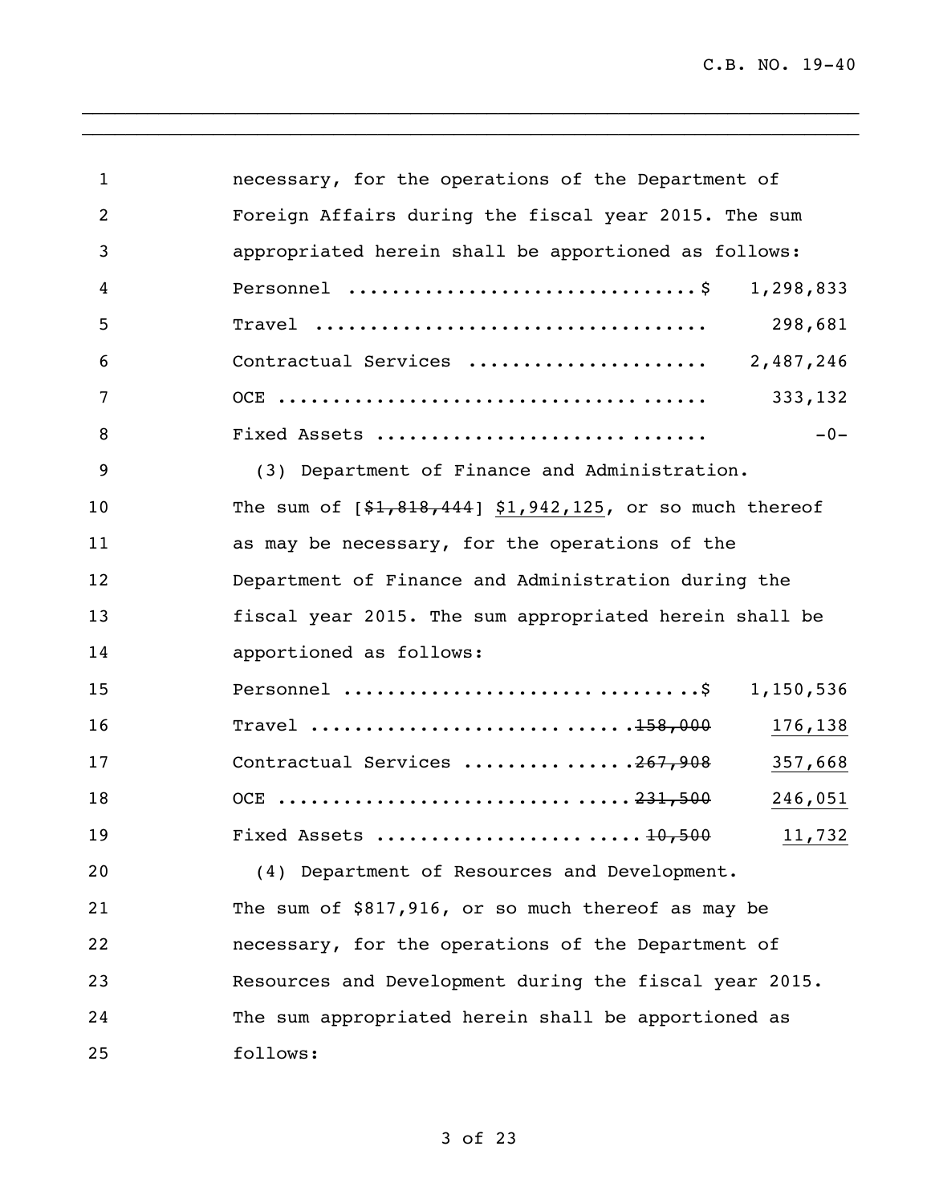necessary, for the operations of the Department of Foreign Affairs during the fiscal year 2015. The sum appropriated herein shall be apportioned as follows:

| | | |
|---|---|---|
| Personnel | | $ 1,298,833 |
| Travel | | 298,681 |
| Contractual Services | | 2,487,246 |
| OCE | | 333,132 |
| Fixed Assets | | -0- |

(3) Department of Finance and Administration. The sum of [~~$1,818,444~~] <u>$1,942,125</u>, or so much thereof as may be necessary, for the operations of the Department of Finance and Administration during the fiscal year 2015. The sum appropriated herein shall be apportioned as follows:

| | | |
|---|---|---|
| Personnel | | $ 1,150,536 |
| Travel | ~~158,000~~ | <u>176,138</u> |
| Contractual Services | ~~267,908~~ | <u>357,668</u> |
| OCE | ~~231,500~~ | <u>246,051</u> |
| Fixed Assets | ~~10,500~~ | <u>11,732</u> |

(4) Department of Resources and Development. The sum of $817,916, or so much thereof as may be necessary, for the operations of the Department of Resources and Development during the fiscal year 2015. The sum appropriated herein shall be apportioned as follows: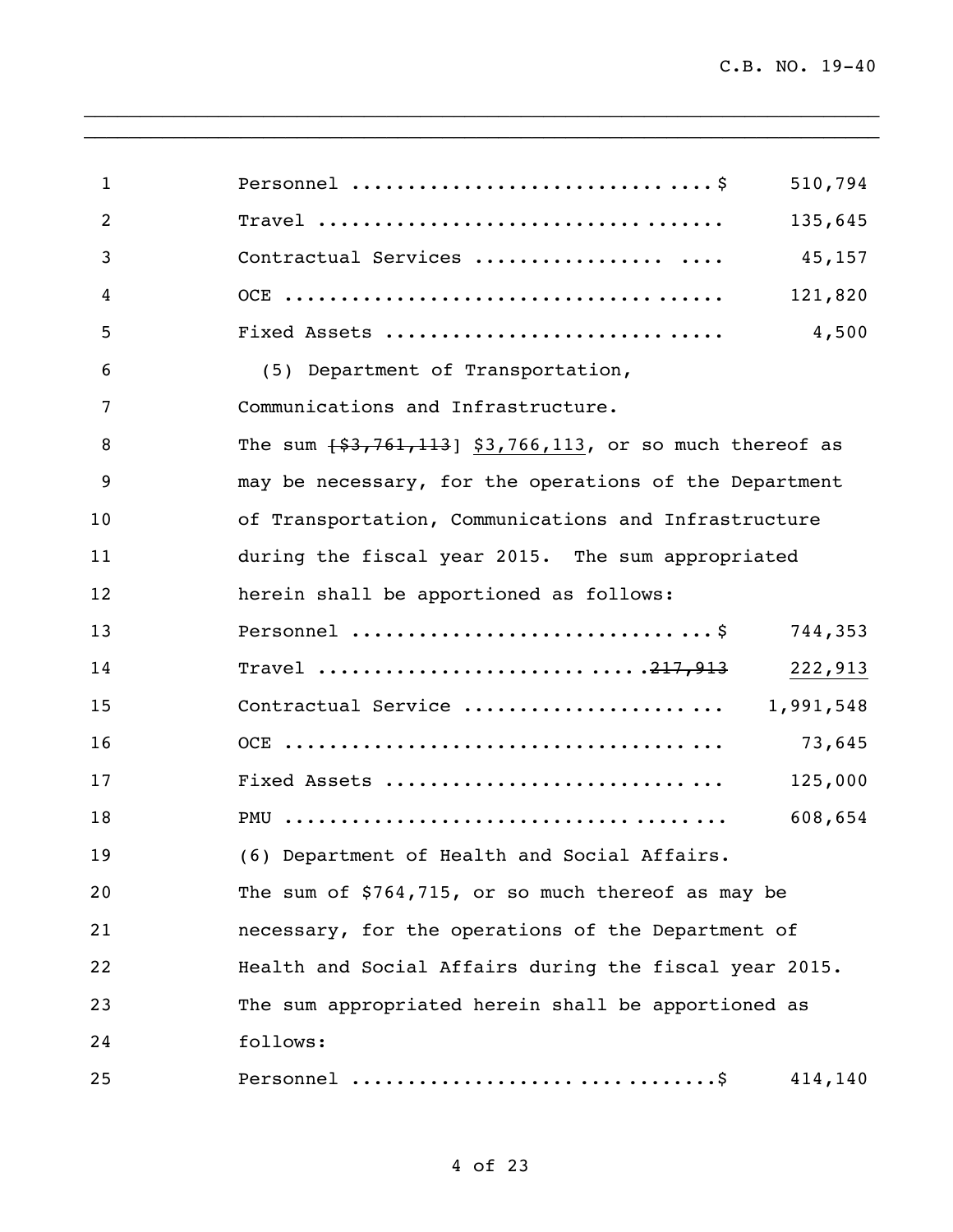| | | |
|---|---|---|
| 1 | Personnel ..............................$ | 510,794 |
| 2 | Travel .................................. | 135,645 |
| 3 | Contractual Services ................ .... | 45,157 |
| 4 | OCE ..................................... | 121,820 |
| 5 | Fixed Assets ............................ | 4,500 |

6 (5) Department of Transportation,

7 Communications and Infrastructure.

8 The sum ~~[$3,761,113]~~ <u>$3,766,113</u>, or so much thereof as

9 may be necessary, for the operations of the Department

10 of Transportation, Communications and Infrastructure

11 during the fiscal year 2015. The sum appropriated

12 herein shall be apportioned as follows:

| | | |
|---|---|---|
| 13 | Personnel ..............................$ | 744,353 |
| 14 | Travel ..........................~~217,913~~ | <u>222,913</u> |
| 15 | Contractual Service ..................... | 1,991,548 |
| 16 | OCE ..................................... | 73,645 |
| 17 | Fixed Assets ............................ | 125,000 |
| 18 | PMU ..................................... | 608,654 |

19 (6) Department of Health and Social Affairs.

20 The sum of $764,715, or so much thereof as may be

21 necessary, for the operations of the Department of

22 Health and Social Affairs during the fiscal year 2015.

23 The sum appropriated herein shall be apportioned as

24 follows:

| | | |
|---|---|---|
| 25 | Personnel ...............................$ | 414,140 |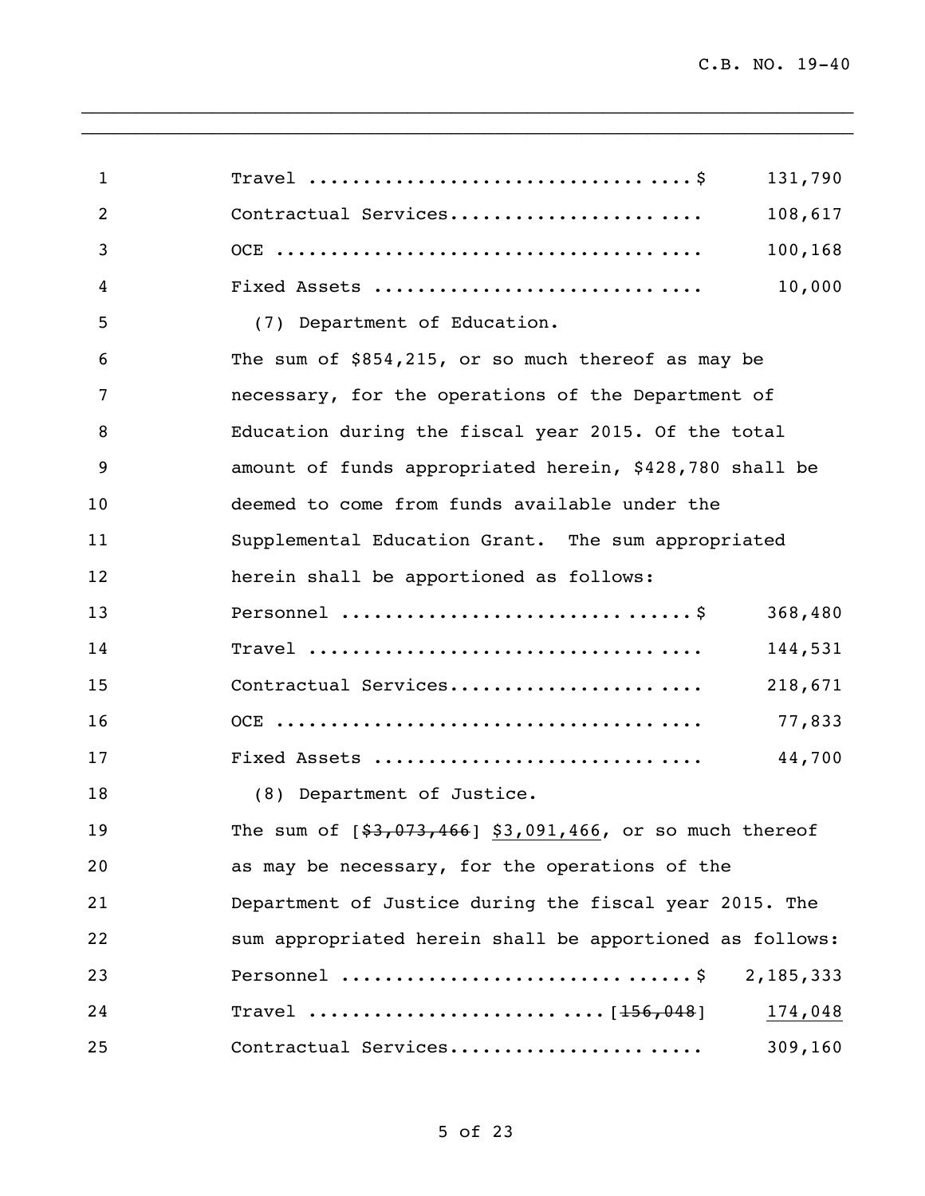Travel ................................. $ 131,790

Contractual Services...................... 108,617

OCE ...................................... 100,168

Fixed Assets ............................. 10,000

(7) Department of Education.

The sum of $854,215, or so much thereof as may be necessary, for the operations of the Department of Education during the fiscal year 2015. Of the total amount of funds appropriated herein, $428,780 shall be deemed to come from funds available under the Supplemental Education Grant. The sum appropriated herein shall be apportioned as follows:

Personnel .............................. $ 368,480

Travel ................................... 144,531

Contractual Services...................... 218,671

OCE ...................................... 77,833

Fixed Assets ............................. 44,700

(8) Department of Justice.

The sum of [~~$3,073,466~~] <u>$3,091,466</u>, or so much thereof as may be necessary, for the operations of the Department of Justice during the fiscal year 2015. The sum appropriated herein shall be apportioned as follows:

Personnel .............................. $ 2,185,333

Travel ......................... [~~156,048~~] <u>174,048</u>

Contractual Services...................... 309,160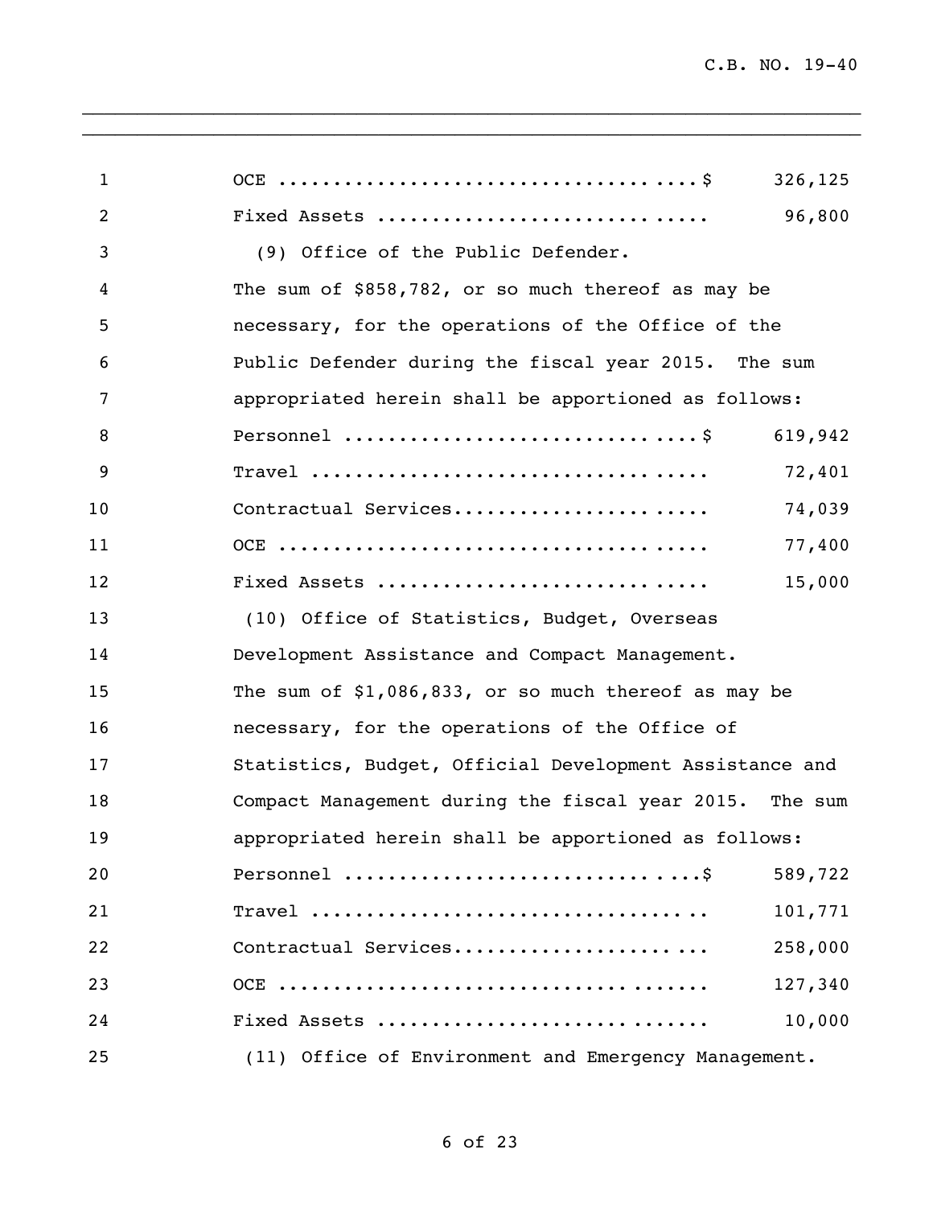| | |
|---|---|
| OCE | $ 326,125 |
| Fixed Assets | 96,800 |

(9) Office of the Public Defender.

The sum of $858,782, or so much thereof as may be necessary, for the operations of the Office of the Public Defender during the fiscal year 2015. The sum appropriated herein shall be apportioned as follows:

| | |
|---|---|
| Personnel | $ 619,942 |
| Travel | 72,401 |
| Contractual Services | 74,039 |
| OCE | 77,400 |
| Fixed Assets | 15,000 |

(10) Office of Statistics, Budget, Overseas Development Assistance and Compact Management.

The sum of $1,086,833, or so much thereof as may be necessary, for the operations of the Office of Statistics, Budget, Official Development Assistance and Compact Management during the fiscal year 2015. The sum appropriated herein shall be apportioned as follows:

| | |
|---|---|
| Personnel | $ 589,722 |
| Travel | 101,771 |
| Contractual Services | 258,000 |
| OCE | 127,340 |
| Fixed Assets | 10,000 |

(11) Office of Environment and Emergency Management.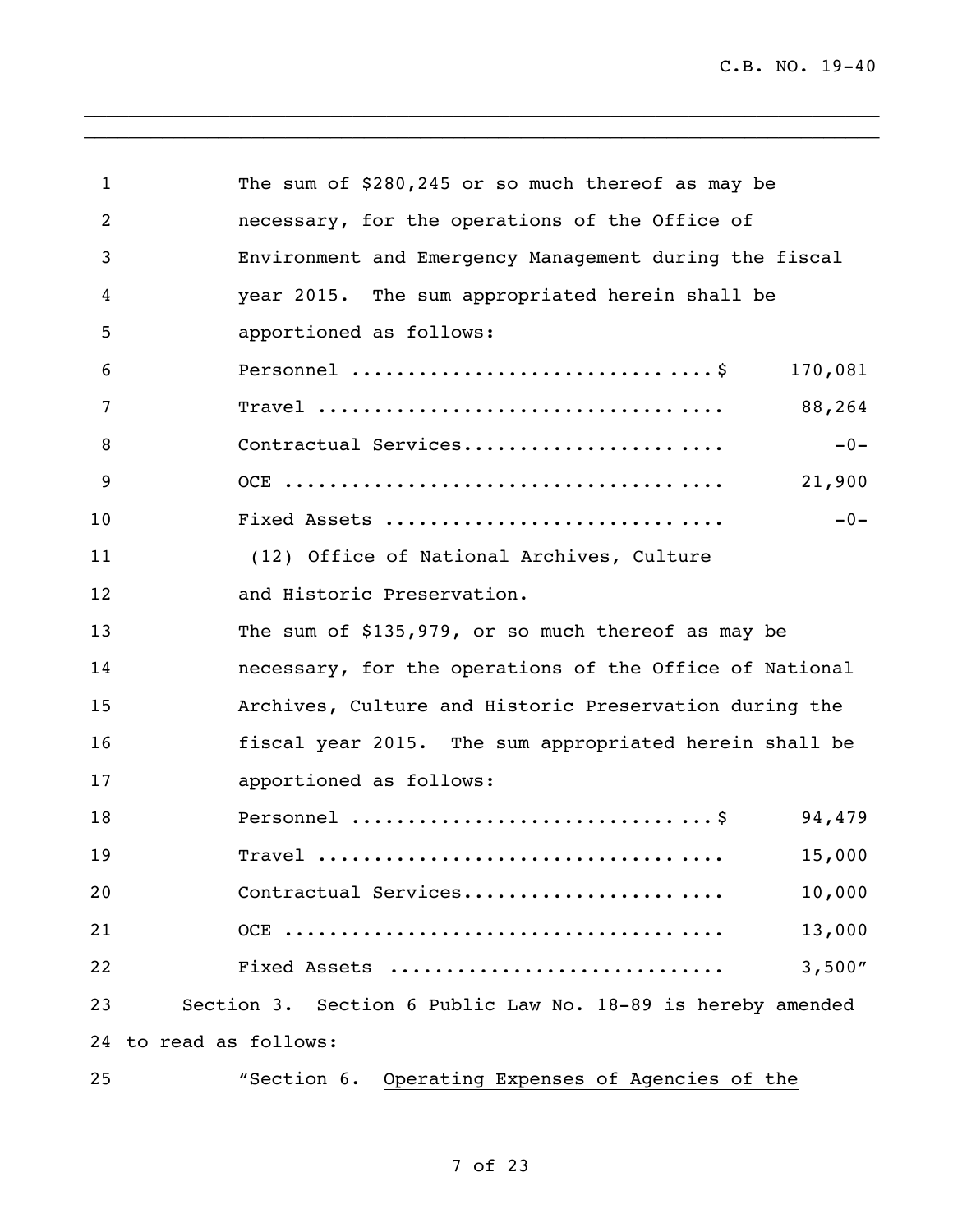The sum of $280,245 or so much thereof as may be necessary, for the operations of the Office of Environment and Emergency Management during the fiscal year 2015. The sum appropriated herein shall be apportioned as follows:

| | |
|---|---|
| Personnel ..............................$ | 170,081 |
| Travel .................................. | 88,264 |
| Contractual Services..................... | -0- |
| OCE ..................................... | 21,900 |
| Fixed Assets ............................ | -0- |

(12) Office of National Archives, Culture and Historic Preservation.

The sum of $135,979, or so much thereof as may be necessary, for the operations of the Office of National Archives, Culture and Historic Preservation during the fiscal year 2015. The sum appropriated herein shall be apportioned as follows:

| | |
|---|---|
| Personnel ..............................$ | 94,479 |
| Travel .................................. | 15,000 |
| Contractual Services..................... | 10,000 |
| OCE ..................................... | 13,000 |
| Fixed Assets ............................ | 3,500" |

Section 3. Section 6 Public Law No. 18-89 is hereby amended to read as follows:

"Section 6. <u>Operating Expenses of Agencies of the</u>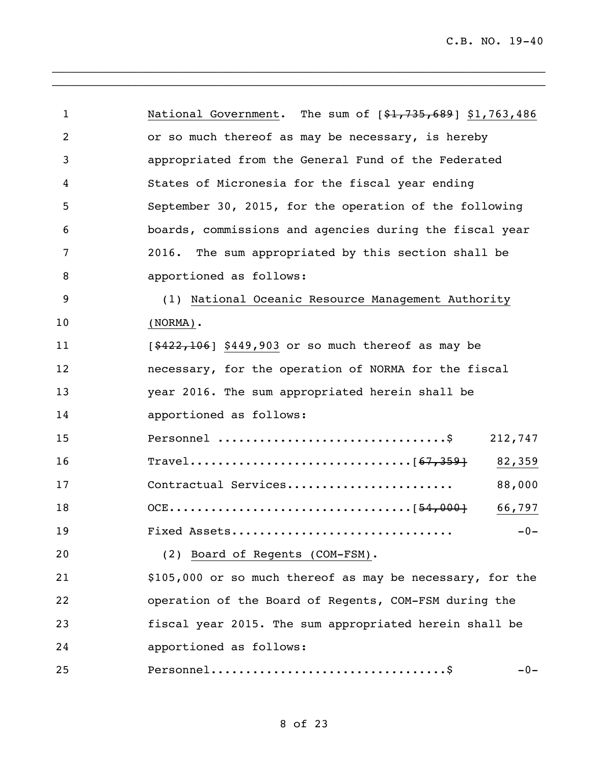National Government. The sum of [~~$1,735,689~~] $1,763,486 or so much thereof as may be necessary, is hereby appropriated from the General Fund of the Federated States of Micronesia for the fiscal year ending September 30, 2015, for the operation of the following boards, commissions and agencies during the fiscal year 2016. The sum appropriated by this section shall be apportioned as follows:

(1) National Oceanic Resource Management Authority (NORMA).

[~~$422,106~~] $449,903 or so much thereof as may be necessary, for the operation of NORMA for the fiscal year 2016. The sum appropriated herein shall be apportioned as follows:

| | |
|---|---|
| Personnel ................................$ | 212,747 |
| Travel...............................[~~67,359~~] | 82,359 |
| Contractual Services....................... | 88,000 |
| OCE.................................[~~54,000~~] | 66,797 |
| Fixed Assets.............................. | -0- |

(2) Board of Regents (COM-FSM).

$105,000 or so much thereof as may be necessary, for the operation of the Board of Regents, COM-FSM during the fiscal year 2015. The sum appropriated herein shall be apportioned as follows:

| | |
|---|---|
| Personnel.................................$ | -0- |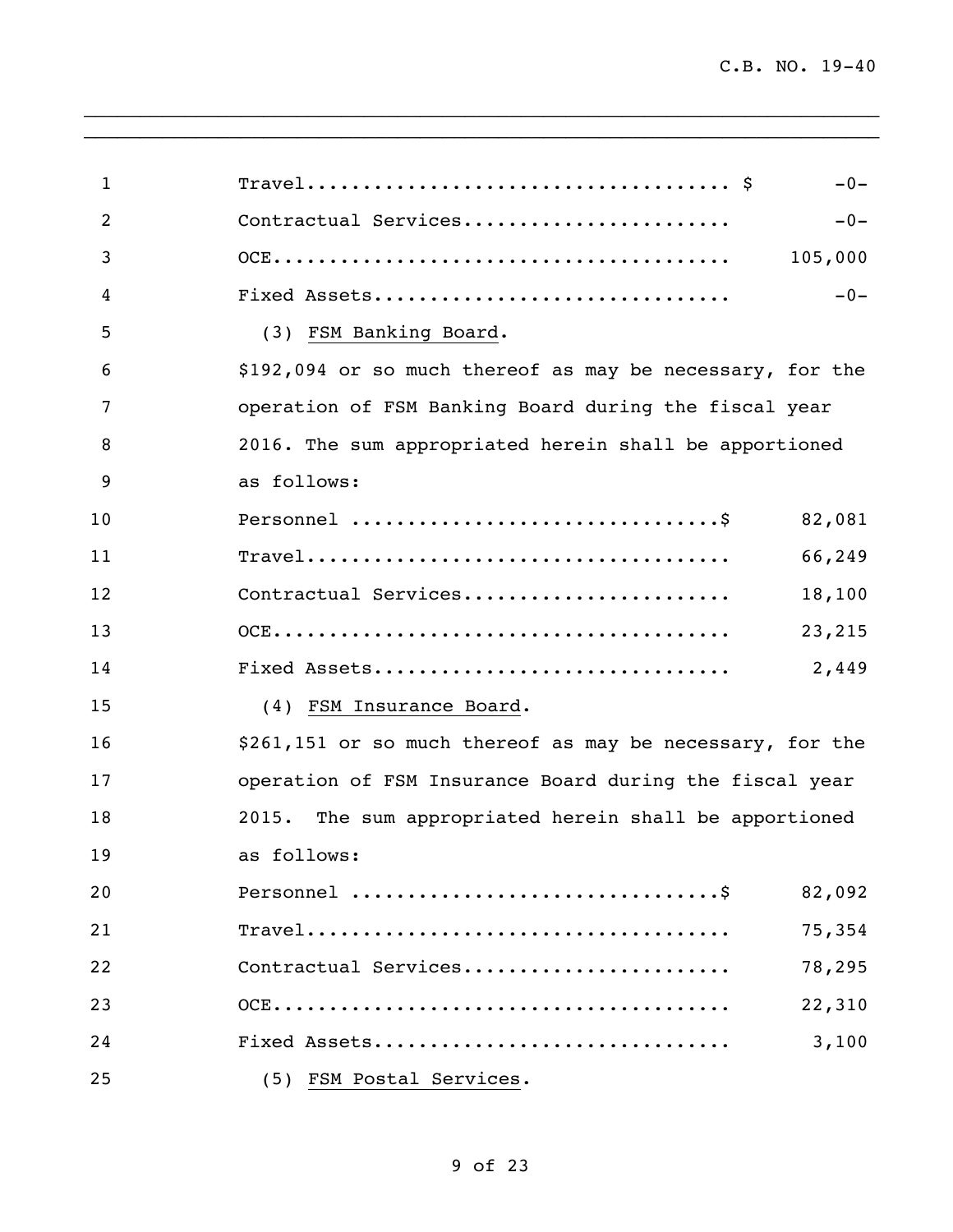Travel...................................... $ -0-

Contractual Services........................ -0-

OCE......................................... 105,000

Fixed Assets................................ -0-

(3) <u>FSM Banking Board</u>.

$192,094 or so much thereof as may be necessary, for the operation of FSM Banking Board during the fiscal year 2016. The sum appropriated herein shall be apportioned as follows:

Personnel ................................$ 82,081

Travel...................................... 66,249

Contractual Services........................ 18,100

OCE......................................... 23,215

Fixed Assets................................ 2,449

(4) <u>FSM Insurance Board</u>.

$261,151 or so much thereof as may be necessary, for the operation of FSM Insurance Board during the fiscal year 2015. The sum appropriated herein shall be apportioned as follows:

Personnel ................................$ 82,092

Travel...................................... 75,354

Contractual Services........................ 78,295

OCE......................................... 22,310

Fixed Assets................................ 3,100

(5) <u>FSM Postal Services</u>.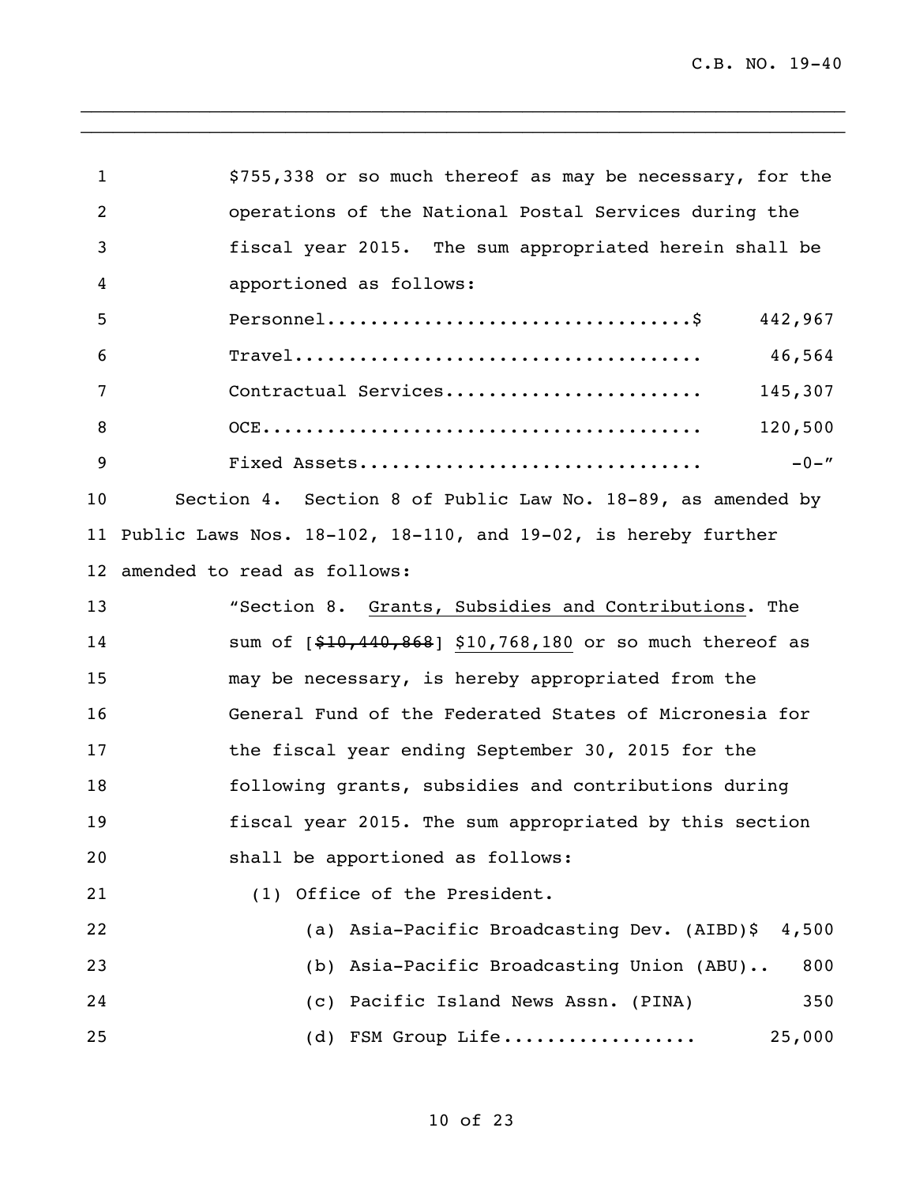$755,338 or so much thereof as may be necessary, for the operations of the National Postal Services during the fiscal year 2015. The sum appropriated herein shall be apportioned as follows:

| | |
|---|---|
| Personnel.................................$ | 442,967 |
| Travel..................................... | 46,564 |
| Contractual Services........................ | 145,307 |
| OCE......................................... | 120,500 |
| Fixed Assets................................ | -0-" |

Section 4. Section 8 of Public Law No. 18-89, as amended by Public Laws Nos. 18-102, 18-110, and 19-02, is hereby further amended to read as follows:

"Section 8. Grants, Subsidies and Contributions. The sum of [~~$10,440,868~~] $10,768,180 or so much thereof as may be necessary, is hereby appropriated from the General Fund of the Federated States of Micronesia for the fiscal year ending September 30, 2015 for the following grants, subsidies and contributions during fiscal year 2015. The sum appropriated by this section shall be apportioned as follows:

(1) Office of the President.

| | |
|---|---|
| (a) Asia-Pacific Broadcasting Dev. (AIBD)$ | 4,500 |
| (b) Asia-Pacific Broadcasting Union (ABU).. | 800 |
| (c) Pacific Island News Assn. (PINA) | 350 |
| (d) FSM Group Life.................. | 25,000 |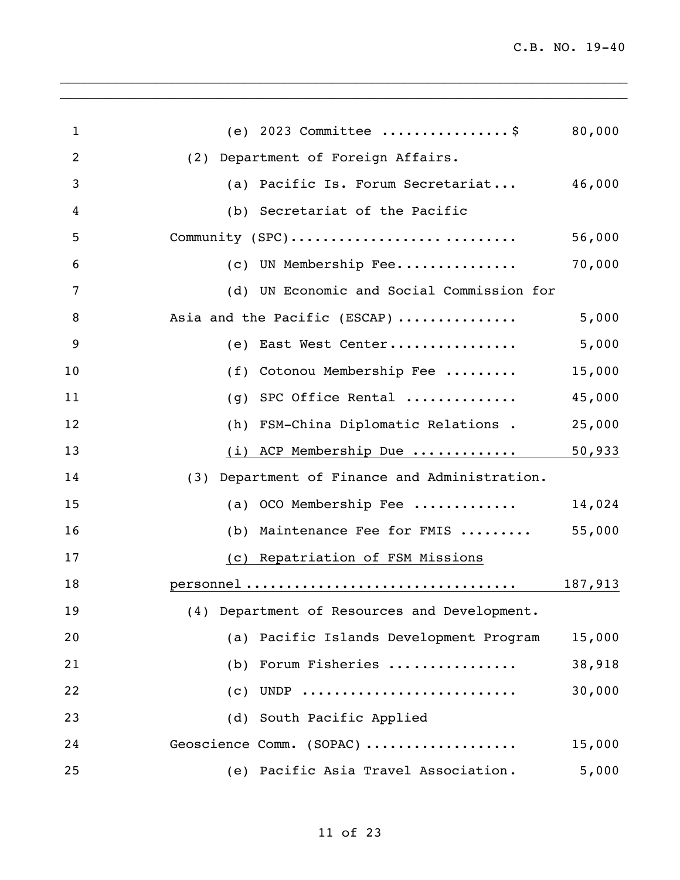(e) 2023 Committee ................$ 80,000

(2) Department of Foreign Affairs.

(a) Pacific Is. Forum Secretariat... 46,000

(b) Secretariat of the Pacific Community (SPC)............................ 56,000

(c) UN Membership Fee............... 70,000

(d) UN Economic and Social Commission for Asia and the Pacific (ESCAP)............... 5,000

(e) East West Center................ 5,000

(f) Cotonou Membership Fee ......... 15,000

(g) SPC Office Rental .............. 45,000

(h) FSM-China Diplomatic Relations . 25,000

<u>(i) ACP Membership Due ............ 50,933</u>

(3) Department of Finance and Administration.

(a) OCO Membership Fee ............. 14,024

(b) Maintenance Fee for FMIS ......... 55,000

<u>(c) Repatriation of FSM Missions personnel................................ 187,913</u>

(4) Department of Resources and Development.

(a) Pacific Islands Development Program 15,000

(b) Forum Fisheries ................ 38,918

(c) UNDP .......................... 30,000

(d) South Pacific Applied Geoscience Comm. (SOPAC).................. 15,000

(e) Pacific Asia Travel Association. 5,000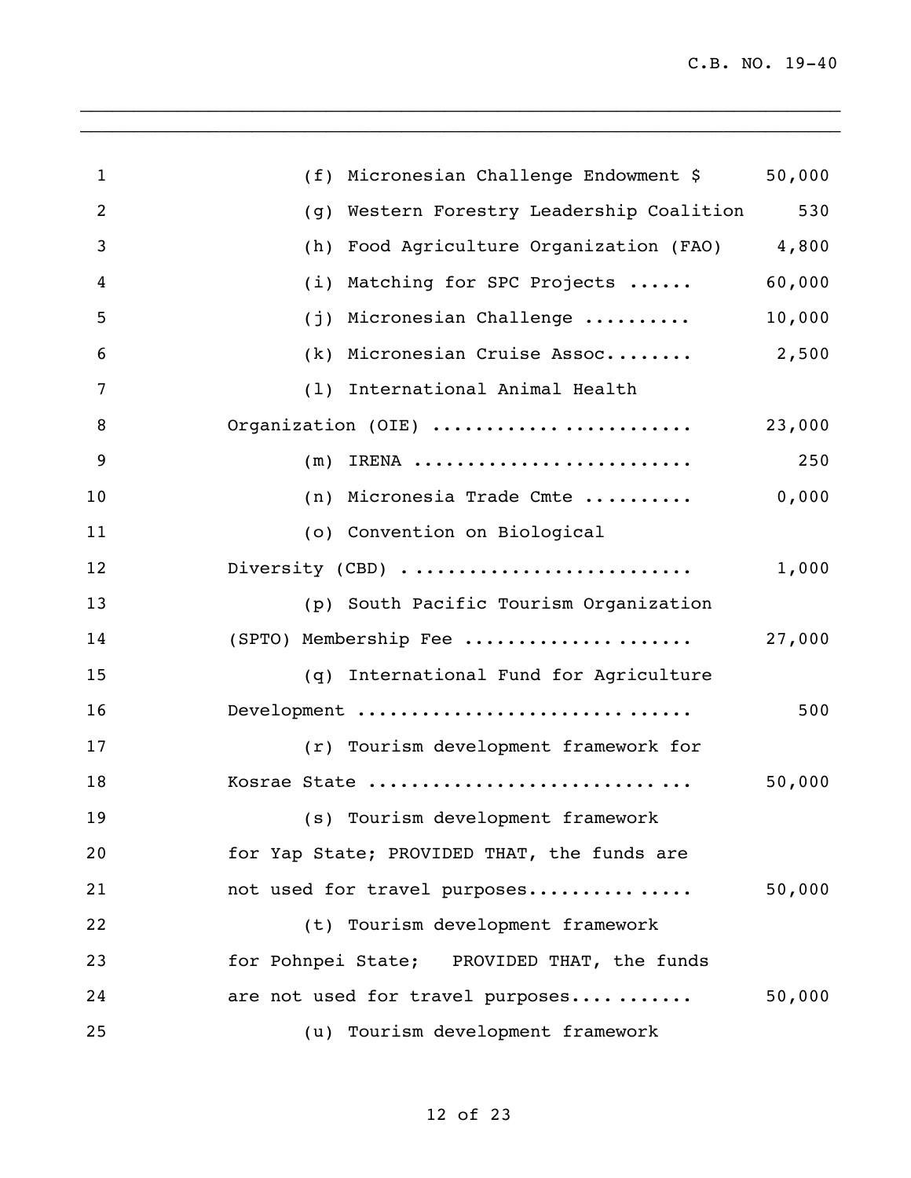(f) Micronesian Challenge Endowment $ 50,000

(g) Western Forestry Leadership Coalition 530

(h) Food Agriculture Organization (FAO) 4,800

(i) Matching for SPC Projects ...... 60,000

(j) Micronesian Challenge .......... 10,000

(k) Micronesian Cruise Assoc........ 2,500

(l) International Animal Health Organization (OIE) ..................... 23,000

(m) IRENA ......................... 250

(n) Micronesia Trade Cmte .......... 0,000

(o) Convention on Biological Diversity (CBD) ......................... 1,000

(p) South Pacific Tourism Organization (SPTO) Membership Fee .................... 27,000

(q) International Fund for Agriculture Development ............................. 500

(r) Tourism development framework for Kosrae State ............................ 50,000

(s) Tourism development framework for Yap State; PROVIDED THAT, the funds are not used for travel purposes.............. 50,000

(t) Tourism development framework for Pohnpei State; PROVIDED THAT, the funds are not used for travel purposes........... 50,000

(u) Tourism development framework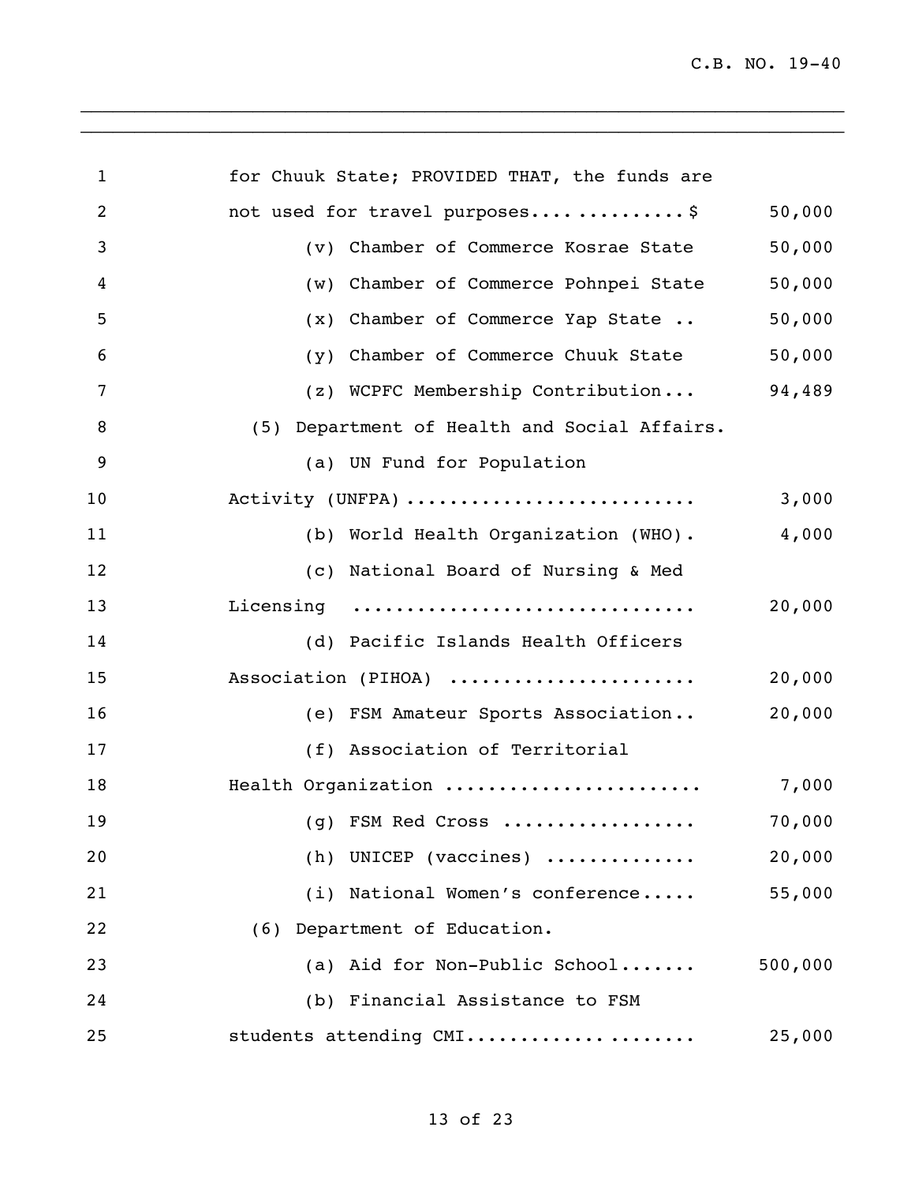for Chuuk State; PROVIDED THAT, the funds are not used for travel purposes...............$ 50,000

(v) Chamber of Commerce Kosrae State 50,000

(w) Chamber of Commerce Pohnpei State 50,000

(x) Chamber of Commerce Yap State .. 50,000

(y) Chamber of Commerce Chuuk State 50,000

(z) WCPFC Membership Contribution... 94,489

(5) Department of Health and Social Affairs.

(a) UN Fund for Population Activity (UNFPA).......................... 3,000

(b) World Health Organization (WHO). 4,000

(c) National Board of Nursing & Med Licensing .............................. 20,000

(d) Pacific Islands Health Officers Association (PIHOA) ...................... 20,000

(e) FSM Amateur Sports Association.. 20,000

(f) Association of Territorial Health Organization ....................... 7,000

(g) FSM Red Cross ................. 70,000

(h) UNICEP (vaccines) ............. 20,000

(i) National Women's conference..... 55,000

(6) Department of Education.

(a) Aid for Non-Public School....... 500,000

(b) Financial Assistance to FSM students attending CMI................... 25,000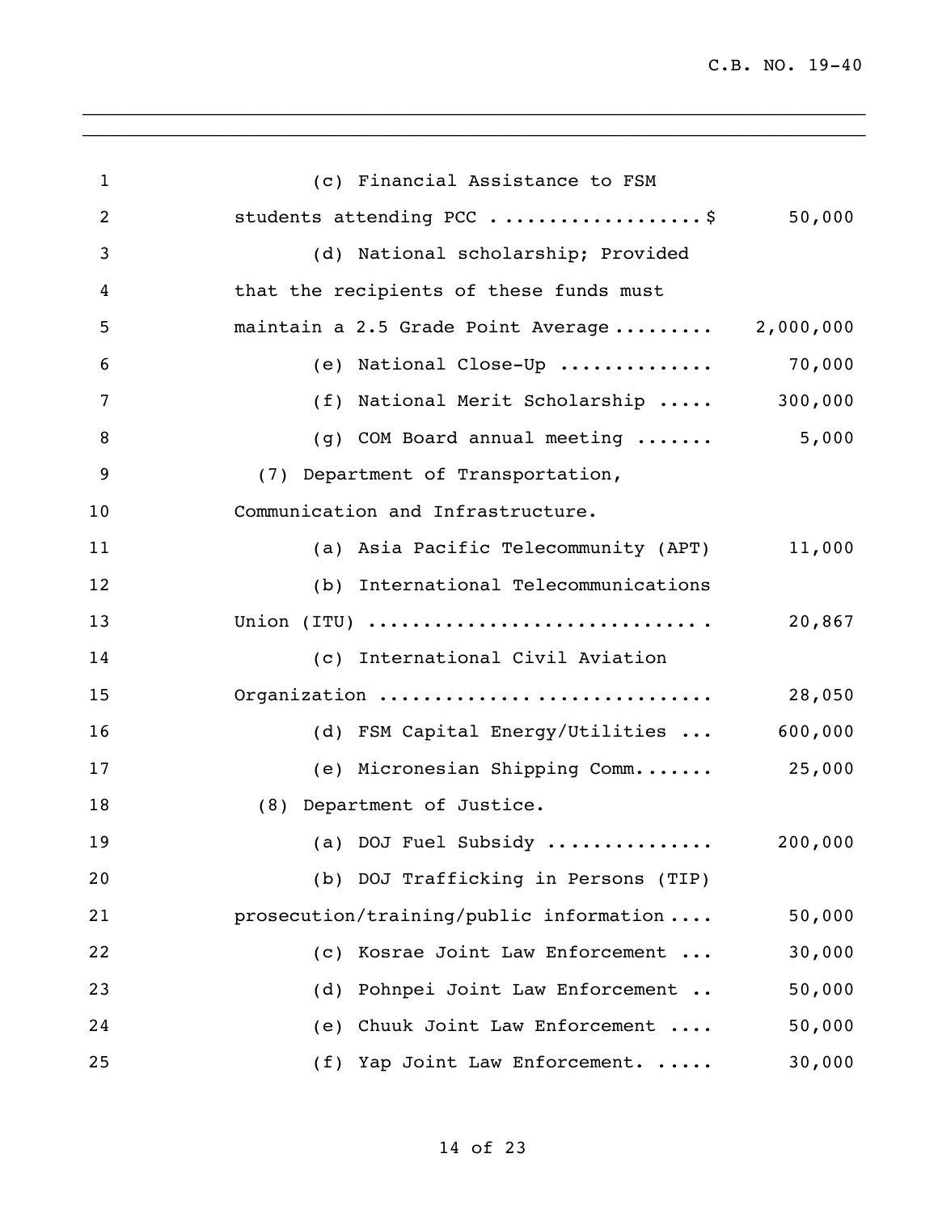(c) Financial Assistance to FSM students attending PCC .................. $ 50,000

(d) National scholarship; Provided that the recipients of these funds must maintain a 2.5 Grade Point Average ......... 2,000,000

(e) National Close-Up ............. 70,000

(f) National Merit Scholarship ..... 300,000

(g) COM Board annual meeting ....... 5,000

(7) Department of Transportation, Communication and Infrastructure.

(a) Asia Pacific Telecommunity (APT) 11,000

(b) International Telecommunications Union (ITU) ............................ 20,867

(c) International Civil Aviation Organization ............................ 28,050

(d) FSM Capital Energy/Utilities ... 600,000

(e) Micronesian Shipping Comm....... 25,000

(8) Department of Justice.

(a) DOJ Fuel Subsidy .............. 200,000

(b) DOJ Trafficking in Persons (TIP) prosecution/training/public information .... 50,000

(c) Kosrae Joint Law Enforcement ... 30,000

(d) Pohnpei Joint Law Enforcement .. 50,000

(e) Chuuk Joint Law Enforcement .... 50,000

(f) Yap Joint Law Enforcement. ..... 30,000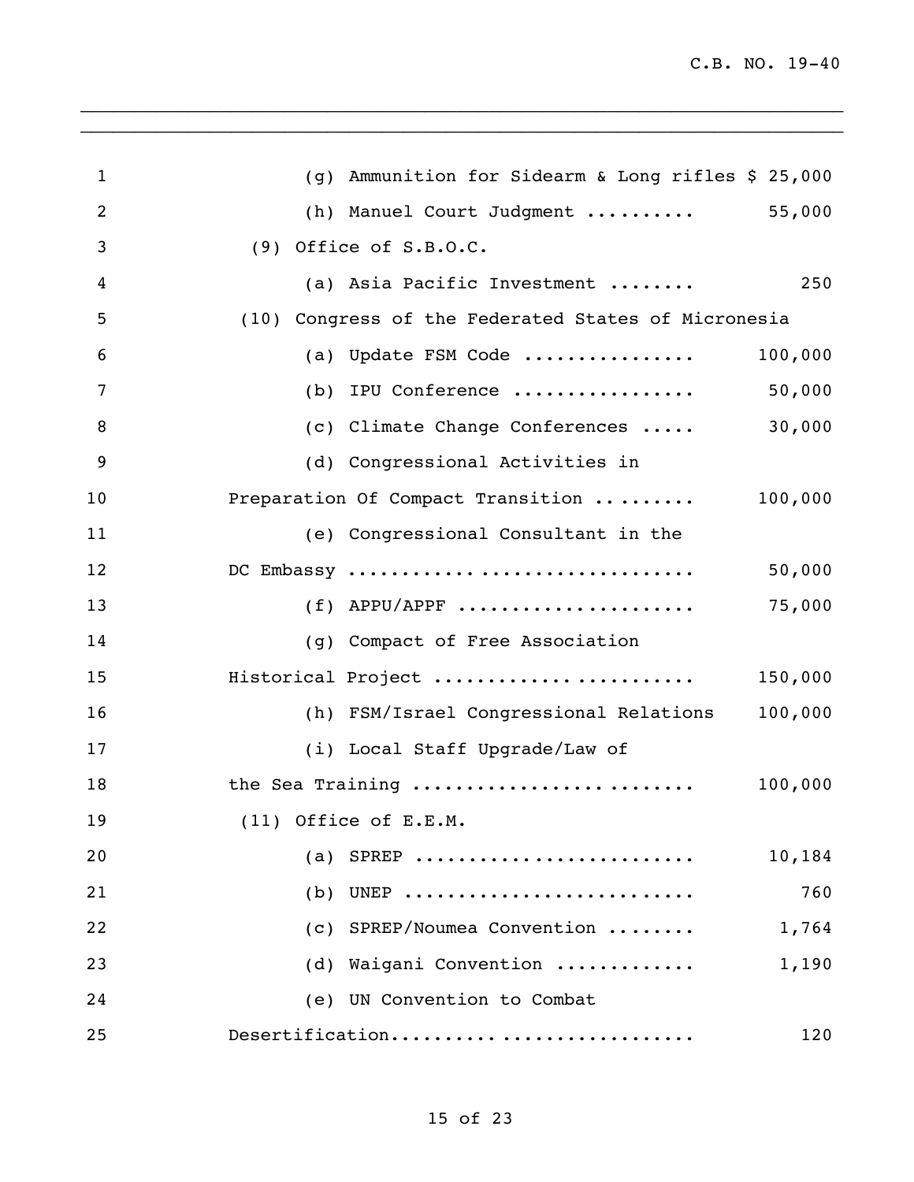(g) Ammunition for Sidearm & Long rifles $ 25,000

(h) Manuel Court Judgment .......... 55,000

(9) Office of S.B.O.C.

(a) Asia Pacific Investment ........ 250

(10) Congress of the Federated States of Micronesia

(a) Update FSM Code ............... 100,000

(b) IPU Conference ................ 50,000

(c) Climate Change Conferences ..... 30,000

(d) Congressional Activities in Preparation Of Compact Transition ......... 100,000

(e) Congressional Consultant in the DC Embassy .............................. 50,000

(f) APPU/APPF ..................... 75,000

(g) Compact of Free Association Historical Project ........................ 150,000

(h) FSM/Israel Congressional Relations 100,000

(i) Local Staff Upgrade/Law of the Sea Training ......................... 100,000

(11) Office of E.E.M.

(a) SPREP ......................... 10,184

(b) UNEP .......................... 760

(c) SPREP/Noumea Convention ........ 1,764

(d) Waigani Convention ............ 1,190

(e) UN Convention to Combat Desertification.......................... 120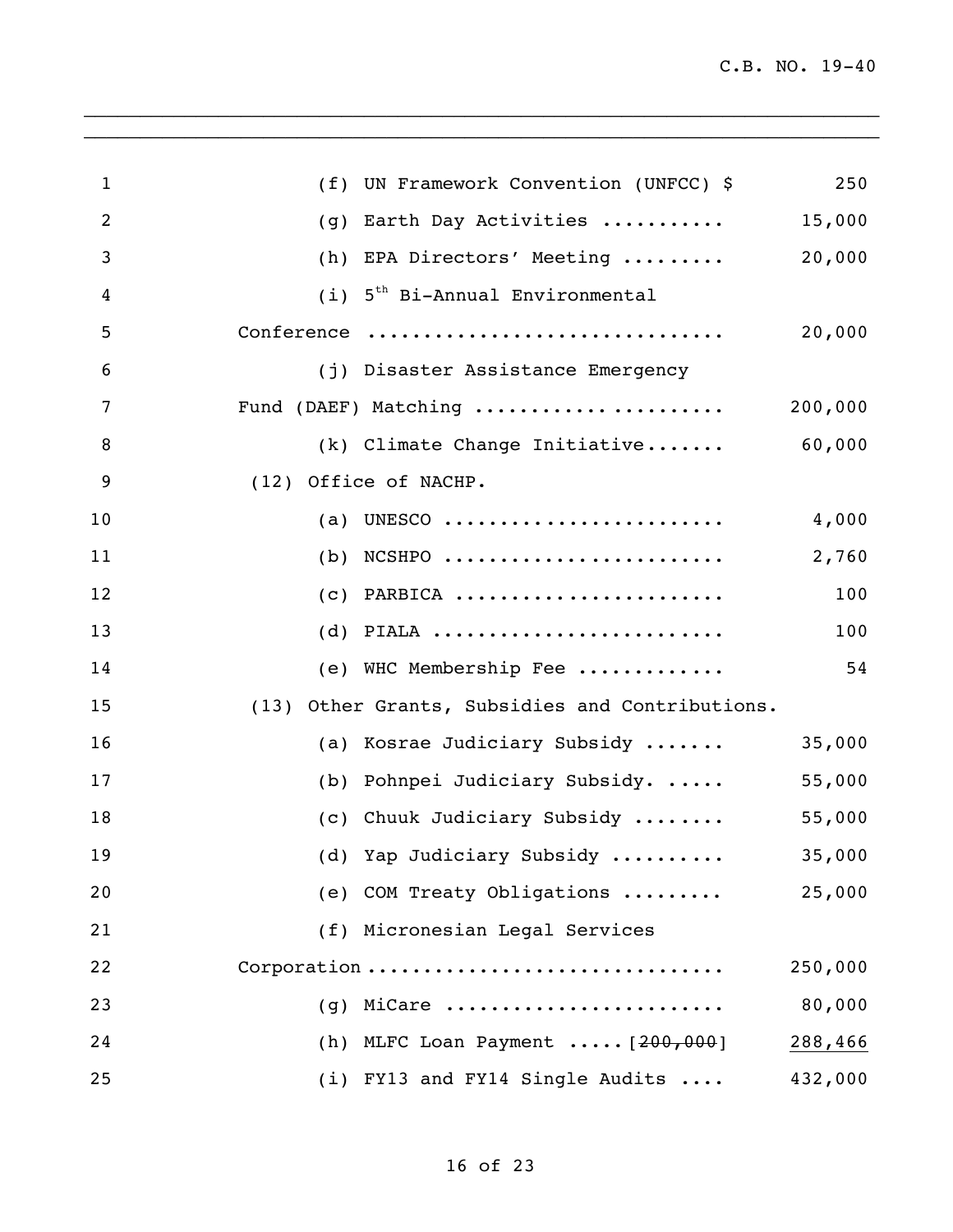(f) UN Framework Convention (UNFCC) $ 250

(g) Earth Day Activities ........... 15,000

(h) EPA Directors' Meeting ......... 20,000

(i) 5th Bi-Annual Environmental Conference ............................... 20,000

(j) Disaster Assistance Emergency Fund (DAEF) Matching ...................... 200,000

(k) Climate Change Initiative....... 60,000

(12) Office of NACHP.

(a) UNESCO ........................ 4,000

(b) NCSHPO ........................ 2,760

(c) PARBICA ....................... 100

(d) PIALA ......................... 100

(e) WHC Membership Fee ............ 54

(13) Other Grants, Subsidies and Contributions.

(a) Kosrae Judiciary Subsidy ....... 35,000

(b) Pohnpei Judiciary Subsidy. ..... 55,000

(c) Chuuk Judiciary Subsidy ........ 55,000

(d) Yap Judiciary Subsidy .......... 35,000

(e) COM Treaty Obligations ......... 25,000

(f) Micronesian Legal Services Corporation .............................. 250,000

(g) MiCare ........................ 80,000

(h) MLFC Loan Payment ..... [~~200,000~~] <u>288,466</u>

(i) FY13 and FY14 Single Audits .... 432,000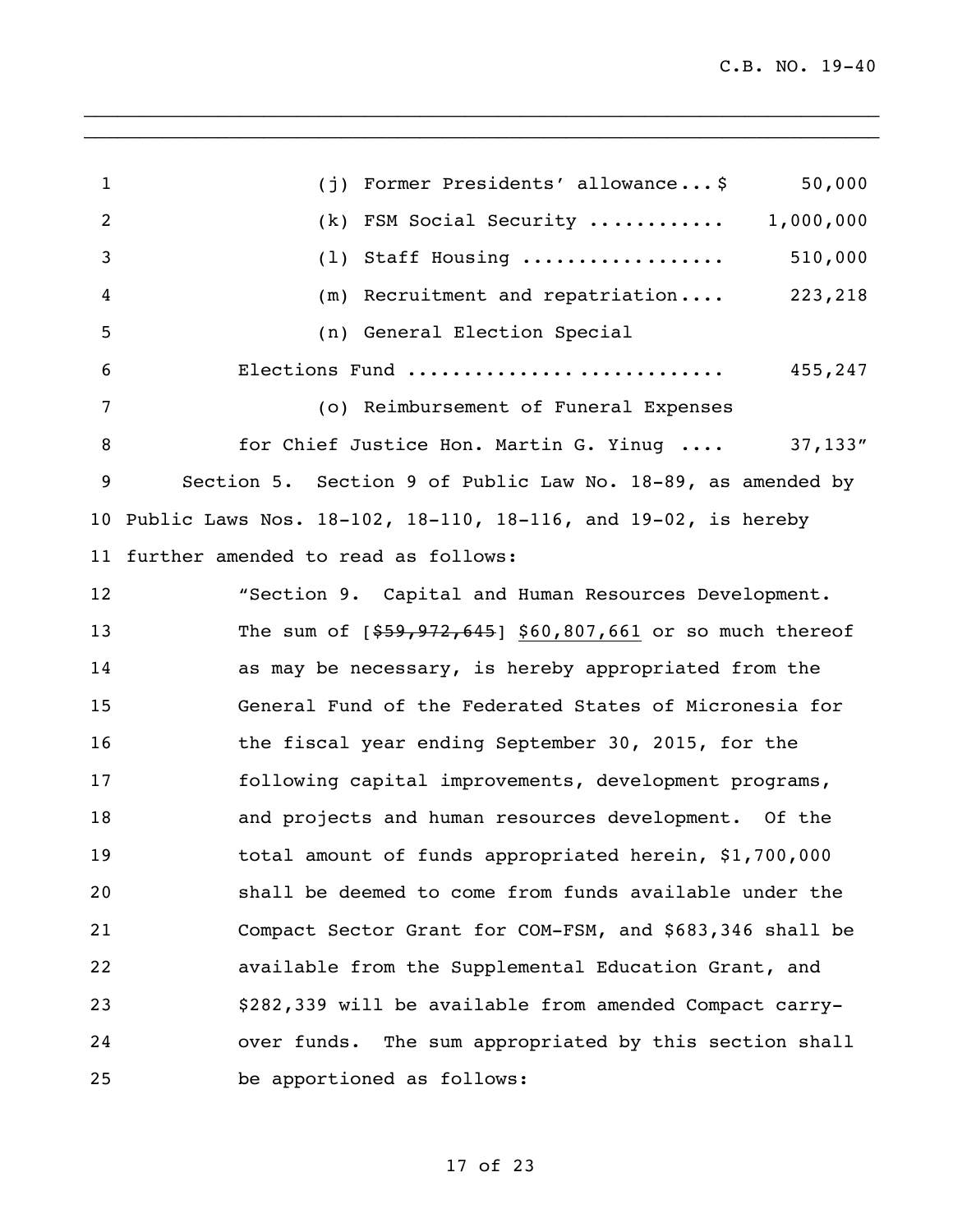(j) Former Presidents' allowance...$ 50,000

(k) FSM Social Security ........... 1,000,000

(l) Staff Housing ................. 510,000

(m) Recruitment and repatriation.... 223,218

(n) General Election Special Elections Fund .......................... 455,247

(o) Reimbursement of Funeral Expenses for Chief Justice Hon. Martin G. Yinug .... 37,133"

Section 5. Section 9 of Public Law No. 18-89, as amended by Public Laws Nos. 18-102, 18-110, 18-116, and 19-02, is hereby further amended to read as follows:

"Section 9. Capital and Human Resources Development. The sum of [~~$59,972,645~~] $60,807,661 or so much thereof as may be necessary, is hereby appropriated from the General Fund of the Federated States of Micronesia for the fiscal year ending September 30, 2015, for the following capital improvements, development programs, and projects and human resources development. Of the total amount of funds appropriated herein, $1,700,000 shall be deemed to come from funds available under the Compact Sector Grant for COM-FSM, and $683,346 shall be available from the Supplemental Education Grant, and $282,339 will be available from amended Compact carry-over funds. The sum appropriated by this section shall be apportioned as follows: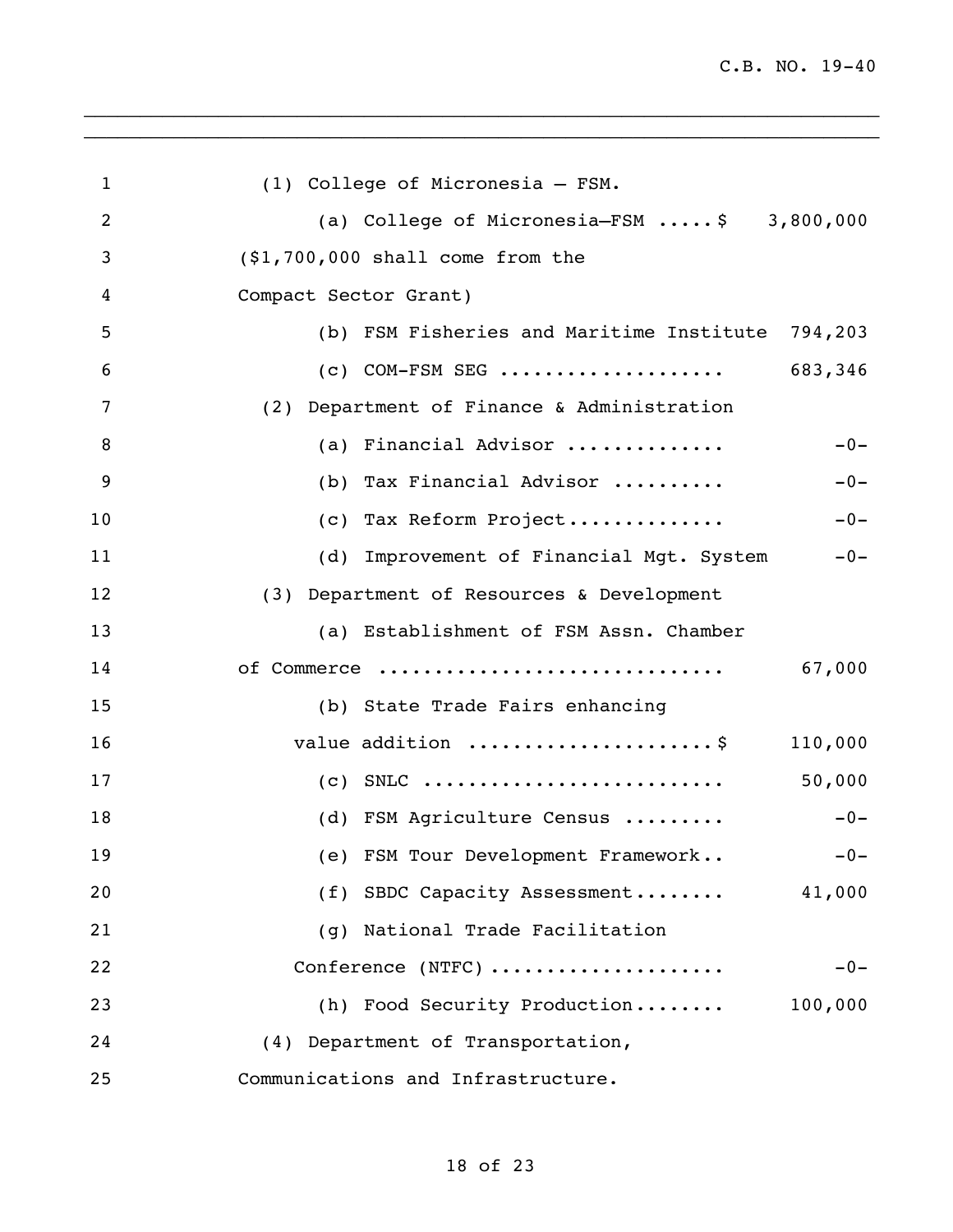(1) College of Micronesia – FSM.

(a) College of Micronesia–FSM .....$ 3,800,000

($1,700,000 shall come from the Compact Sector Grant)

(b) FSM Fisheries and Maritime Institute 794,203

(c) COM-FSM SEG ................... 683,346

(2) Department of Finance & Administration

(a) Financial Advisor ............. -0-

(b) Tax Financial Advisor .......... -0-

(c) Tax Reform Project............. -0-

(d) Improvement of Financial Mgt. System -0-

(3) Department of Resources & Development

(a) Establishment of FSM Assn. Chamber of Commerce ............................. 67,000

(b) State Trade Fairs enhancing value addition .....................$ 110,000

(c) SNLC .......................... 50,000

(d) FSM Agriculture Census ......... -0-

(e) FSM Tour Development Framework.. -0-

(f) SBDC Capacity Assessment........ 41,000

(g) National Trade Facilitation Conference (NTFC) .................... -0-

(h) Food Security Production........ 100,000

(4) Department of Transportation, Communications and Infrastructure.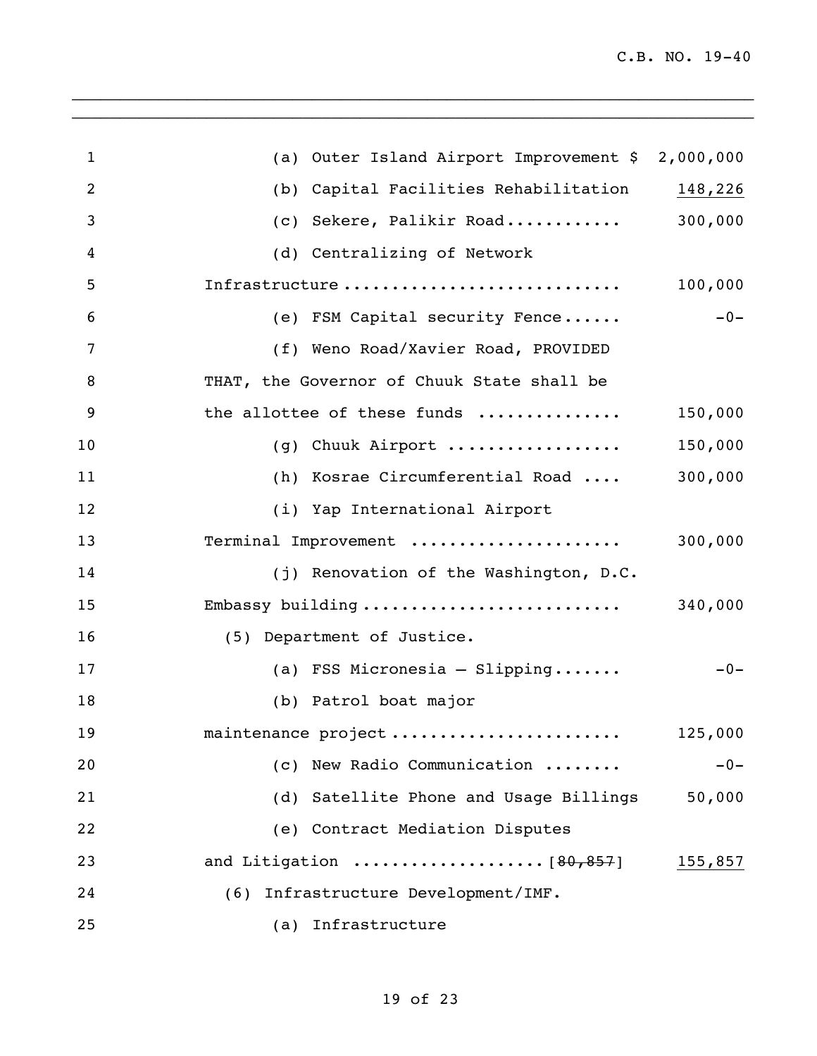(a) Outer Island Airport Improvement $ 2,000,000

(b) Capital Facilities Rehabilitation 148,226

(c) Sekere, Palikir Road............ 300,000

(d) Centralizing of Network Infrastructure ............................ 100,000

(e) FSM Capital security Fence...... -0-

(f) Weno Road/Xavier Road, PROVIDED THAT, the Governor of Chuuk State shall be the allottee of these funds .............. 150,000

(g) Chuuk Airport ................. 150,000

(h) Kosrae Circumferential Road .... 300,000

(i) Yap International Airport Terminal Improvement ..................... 300,000

(j) Renovation of the Washington, D.C. Embassy building .......................... 340,000

(5) Department of Justice.

(a) FSS Micronesia – Slipping....... -0-

(b) Patrol boat major maintenance project ....................... 125,000

(c) New Radio Communication ........ -0-

(d) Satellite Phone and Usage Billings 50,000

(e) Contract Mediation Disputes and Litigation ...................[~~80,857~~] 155,857

(6) Infrastructure Development/IMF.

(a) Infrastructure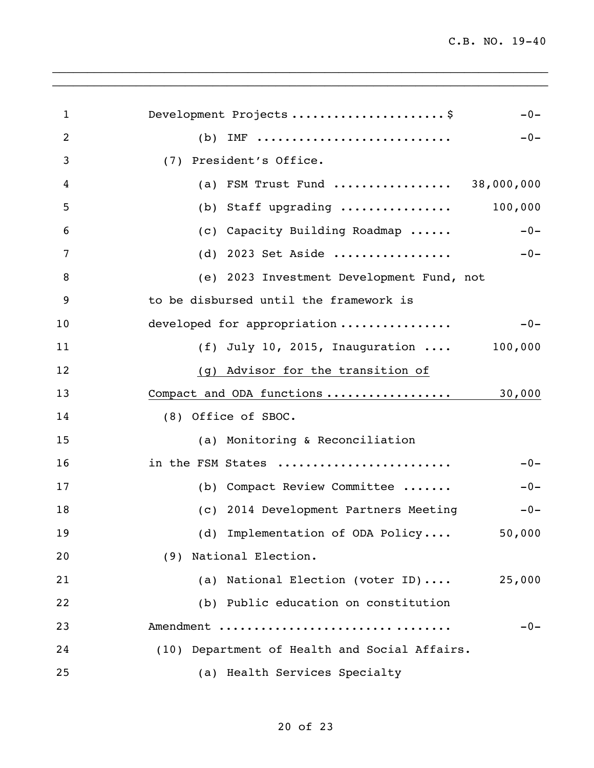Development Projects ...................... $ -0-

(b) IMF ........................... -0-

(7) President's Office.

(a) FSM Trust Fund ................ 38,000,000

(b) Staff upgrading ............... 100,000

(c) Capacity Building Roadmap ...... -0-

(d) 2023 Set Aside ................ -0-

(e) 2023 Investment Development Fund, not to be disbursed until the framework is developed for appropriation ............... -0-

(f) July 10, 2015, Inauguration .... 100,000

<u>(g) Advisor for the transition of Compact and ODA functions ................. 30,000</u>

(8) Office of SBOC.

(a) Monitoring & Reconciliation in the FSM States ....................... -0-

(b) Compact Review Committee ....... -0-

(c) 2014 Development Partners Meeting -0-

(d) Implementation of ODA Policy.... 50,000

(9) National Election.

(a) National Election (voter ID).... 25,000

(b) Public education on constitution Amendment ............................... -0-

(10) Department of Health and Social Affairs.

(a) Health Services Specialty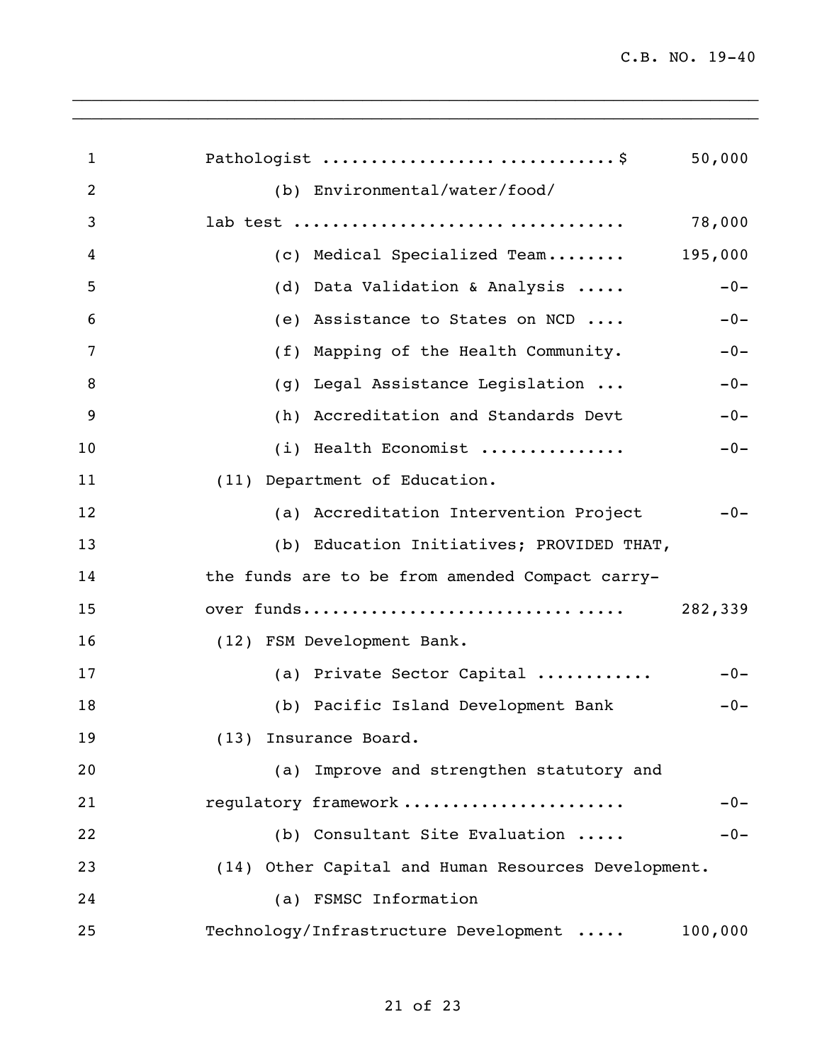Pathologist ............................$ 50,000

(b) Environmental/water/food/

lab test ................................ 78,000

(c) Medical Specialized Team........ 195,000

(d) Data Validation & Analysis ..... -0-

(e) Assistance to States on NCD .... -0-

(f) Mapping of the Health Community. -0-

(g) Legal Assistance Legislation ... -0-

(h) Accreditation and Standards Devt -0-

(i) Health Economist .............. -0-

(11) Department of Education.

(a) Accreditation Intervention Project -0-

(b) Education Initiatives; PROVIDED THAT, the funds are to be from amended Compact carry-over funds................................ 282,339

(12) FSM Development Bank.

(a) Private Sector Capital ........... -0-

(b) Pacific Island Development Bank -0-

(13) Insurance Board.

(a) Improve and strengthen statutory and regulatory framework ...................... -0-

(b) Consultant Site Evaluation ..... -0-

(14) Other Capital and Human Resources Development.

(a) FSMSC Information Technology/Infrastructure Development ..... 100,000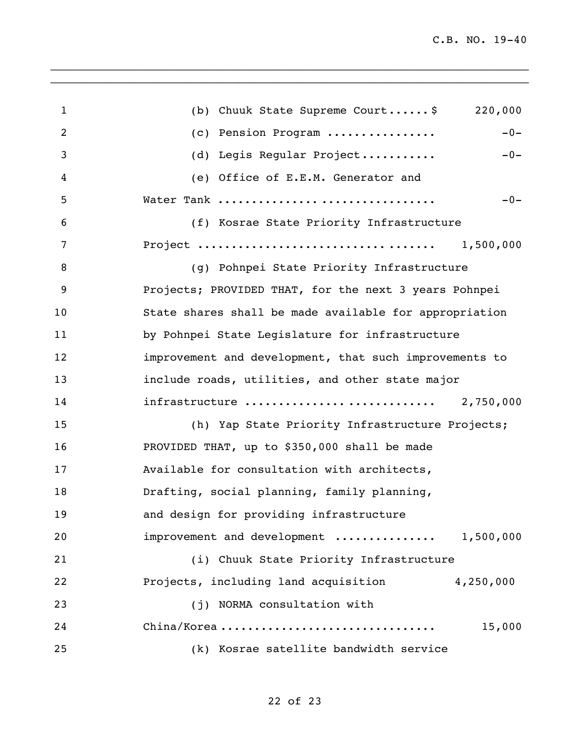(b) Chuuk State Supreme Court......$ 220,000

(c) Pension Program ................ -0-

(d) Legis Regular Project........... -0-

(e) Office of E.E.M. Generator and Water Tank .............................. -0-

(f) Kosrae State Priority Infrastructure Project ................................. 1,500,000

(g) Pohnpei State Priority Infrastructure Projects; PROVIDED THAT, for the next 3 years Pohnpei State shares shall be made available for appropriation by Pohnpei State Legislature for infrastructure improvement and development, that such improvements to include roads, utilities, and other state major infrastructure .......................... 2,750,000

(h) Yap State Priority Infrastructure Projects; PROVIDED THAT, up to $350,000 shall be made Available for consultation with architects, Drafting, social planning, family planning, and design for providing infrastructure improvement and development .............. 1,500,000

(i) Chuuk State Priority Infrastructure Projects, including land acquisition 4,250,000

(j) NORMA consultation with China/Korea .............................. 15,000

(k) Kosrae satellite bandwidth service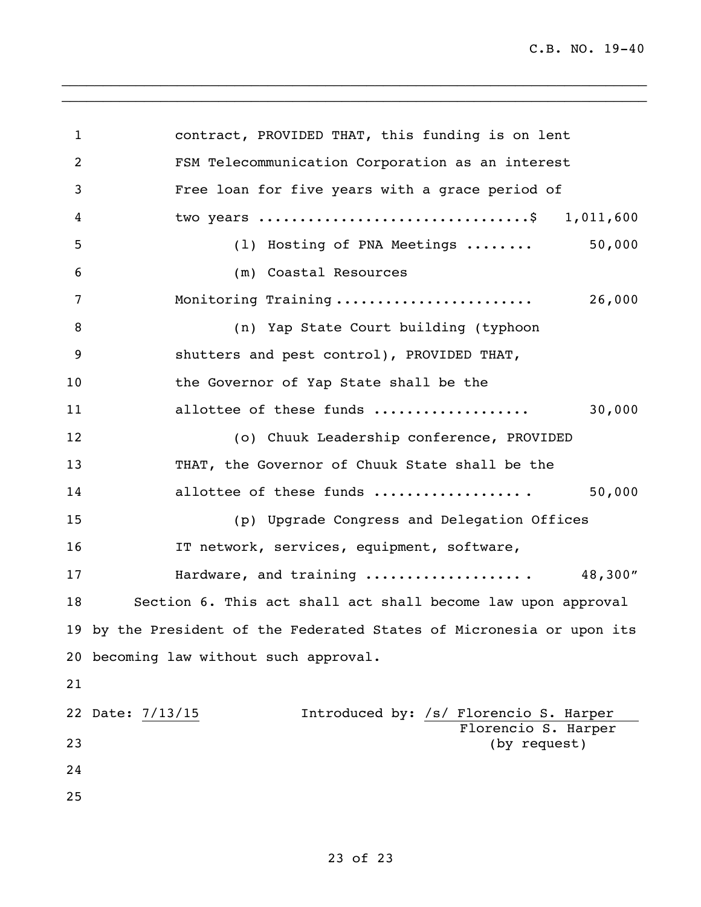contract, PROVIDED THAT, this funding is on lent FSM Telecommunication Corporation as an interest Free loan for five years with a grace period of two years ................................$ 1,011,600

(l) Hosting of PNA Meetings ........ 50,000

(m) Coastal Resources Monitoring Training ....................... 26,000

(n) Yap State Court building (typhoon shutters and pest control), PROVIDED THAT, the Governor of Yap State shall be the allottee of these funds .................. 30,000

(o) Chuuk Leadership conference, PROVIDED THAT, the Governor of Chuuk State shall be the allottee of these funds .................. 50,000

(p) Upgrade Congress and Delegation Offices IT network, services, equipment, software, Hardware, and training ................... 48,300"

Section 6. This act shall act shall become law upon approval by the President of the Federated States of Micronesia or upon its becoming law without such approval.

Date: 7/13/15

Introduced by: /s/ Florencio S. Harper
Florencio S. Harper
(by request)